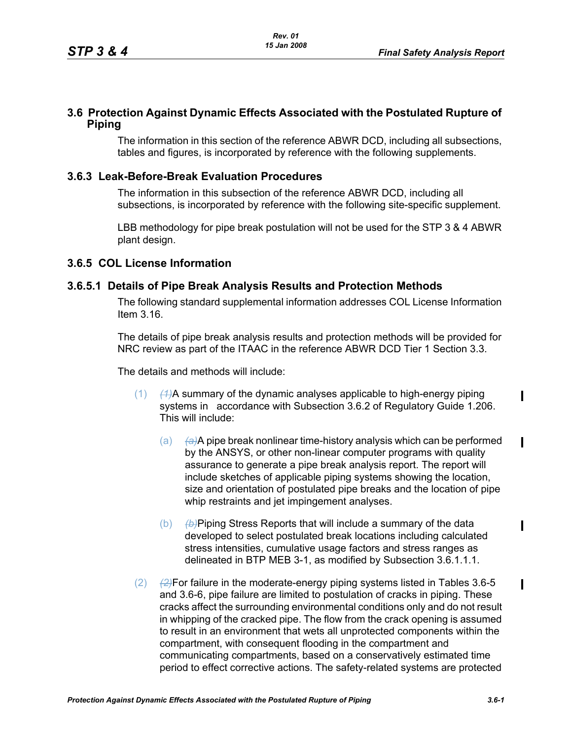## 3.6 Protection Against Dynamic Effects Associated with the Postulated Rupture of Piping

The information in this section of the reference ABWR DCD, including all subsections, tables and figures, is incorporated by reference with the following supplements.

### 3.6.3 Leak-Before-Break Evaluation Procedures

The information in this subsection of the reference ABWR DCD, including all subsections, is incorporated by reference with the following site-specific supplement.

LBB methodology for pipe break postulation will not be used for the STP 3 & 4 ABWR plant design.

### 3.6.5 COL License Information

#### 3.6.5.1 Details of Pipe Break Analysis Results and Protection Methods

The following standard supplemental information addresses COL License Information Item 3.16.

The details of pipe break analysis results and protection methods will be provided for NRC review as part of the ITAAC in the reference ABWR DCD Tier 1 Section 3.3.

The details and methods will include:

(1) ~~(1)~~A summary of the dynamic analyses applicable to high-energy piping systems in accordance with Subsection 3.6.2 of Regulatory Guide 1.206. This will include:

   (a) ~~(a)~~A pipe break nonlinear time-history analysis which can be performed by the ANSYS, or other non-linear computer programs with quality assurance to generate a pipe break analysis report. The report will include sketches of applicable piping systems showing the location, size and orientation of postulated pipe breaks and the location of pipe whip restraints and jet impingement analyses.

   (b) ~~(b)~~Piping Stress Reports that will include a summary of the data developed to select postulated break locations including calculated stress intensities, cumulative usage factors and stress ranges as delineated in BTP MEB 3-1, as modified by Subsection 3.6.1.1.1.

(2) ~~(2)~~For failure in the moderate-energy piping systems listed in Tables 3.6-5 and 3.6-6, pipe failure are limited to postulation of cracks in piping. These cracks affect the surrounding environmental conditions only and do not result in whipping of the cracked pipe. The flow from the crack opening is assumed to result in an environment that wets all unprotected components within the compartment, with consequent flooding in the compartment and communicating compartments, based on a conservatively estimated time period to effect corrective actions. The safety-related systems are protected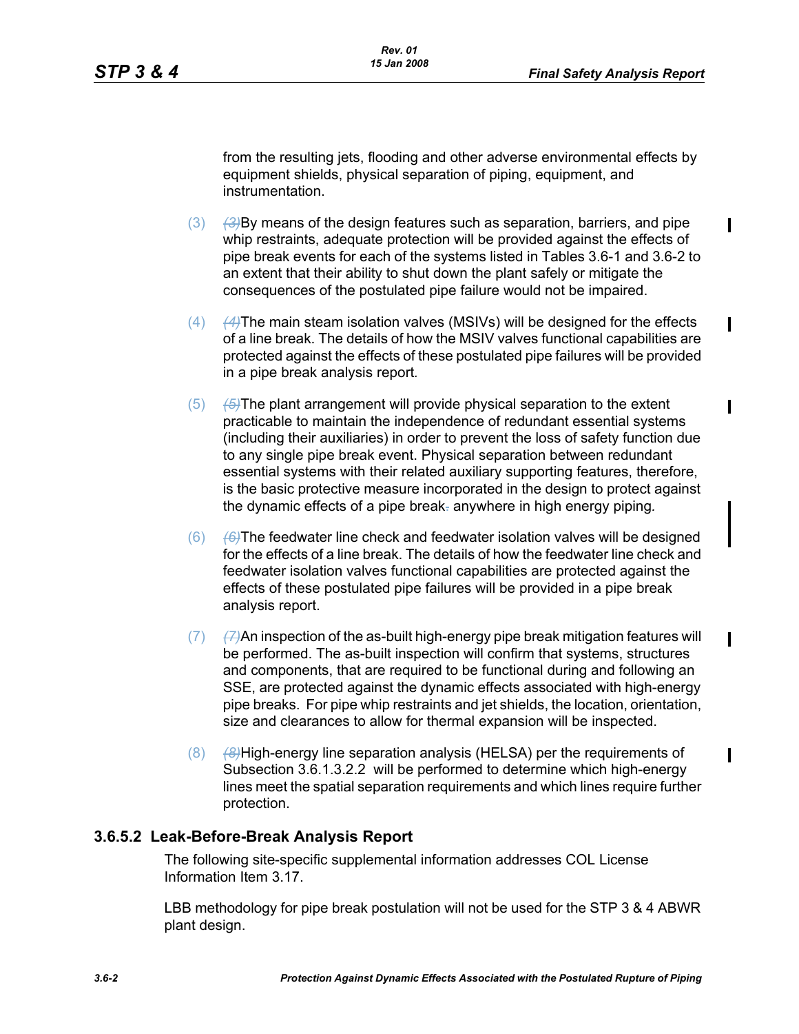from the resulting jets, flooding and other adverse environmental effects by equipment shields, physical separation of piping, equipment, and instrumentation.

(3) ~~(3)~~By means of the design features such as separation, barriers, and pipe whip restraints, adequate protection will be provided against the effects of pipe break events for each of the systems listed in Tables 3.6-1 and 3.6-2 to an extent that their ability to shut down the plant safely or mitigate the consequences of the postulated pipe failure would not be impaired.

(4) ~~(4)~~The main steam isolation valves (MSIVs) will be designed for the effects of a line break. The details of how the MSIV valves functional capabilities are protected against the effects of these postulated pipe failures will be provided in a pipe break analysis report.

(5) ~~(5)~~The plant arrangement will provide physical separation to the extent practicable to maintain the independence of redundant essential systems (including their auxiliaries) in order to prevent the loss of safety function due to any single pipe break event. Physical separation between redundant essential systems with their related auxiliary supporting features, therefore, is the basic protective measure incorporated in the design to protect against the dynamic effects of a pipe break~~.~~ anywhere in high energy piping.

(6) ~~(6)~~The feedwater line check and feedwater isolation valves will be designed for the effects of a line break. The details of how the feedwater line check and feedwater isolation valves functional capabilities are protected against the effects of these postulated pipe failures will be provided in a pipe break analysis report.

(7) ~~(7)~~An inspection of the as-built high-energy pipe break mitigation features will be performed. The as-built inspection will confirm that systems, structures and components, that are required to be functional during and following an SSE, are protected against the dynamic effects associated with high-energy pipe breaks. For pipe whip restraints and jet shields, the location, orientation, size and clearances to allow for thermal expansion will be inspected.

(8) ~~(8)~~High-energy line separation analysis (HELSA) per the requirements of Subsection 3.6.1.3.2.2 will be performed to determine which high-energy lines meet the spatial separation requirements and which lines require further protection.

### 3.6.5.2 Leak-Before-Break Analysis Report

The following site-specific supplemental information addresses COL License Information Item 3.17.

LBB methodology for pipe break postulation will not be used for the STP 3 & 4 ABWR plant design.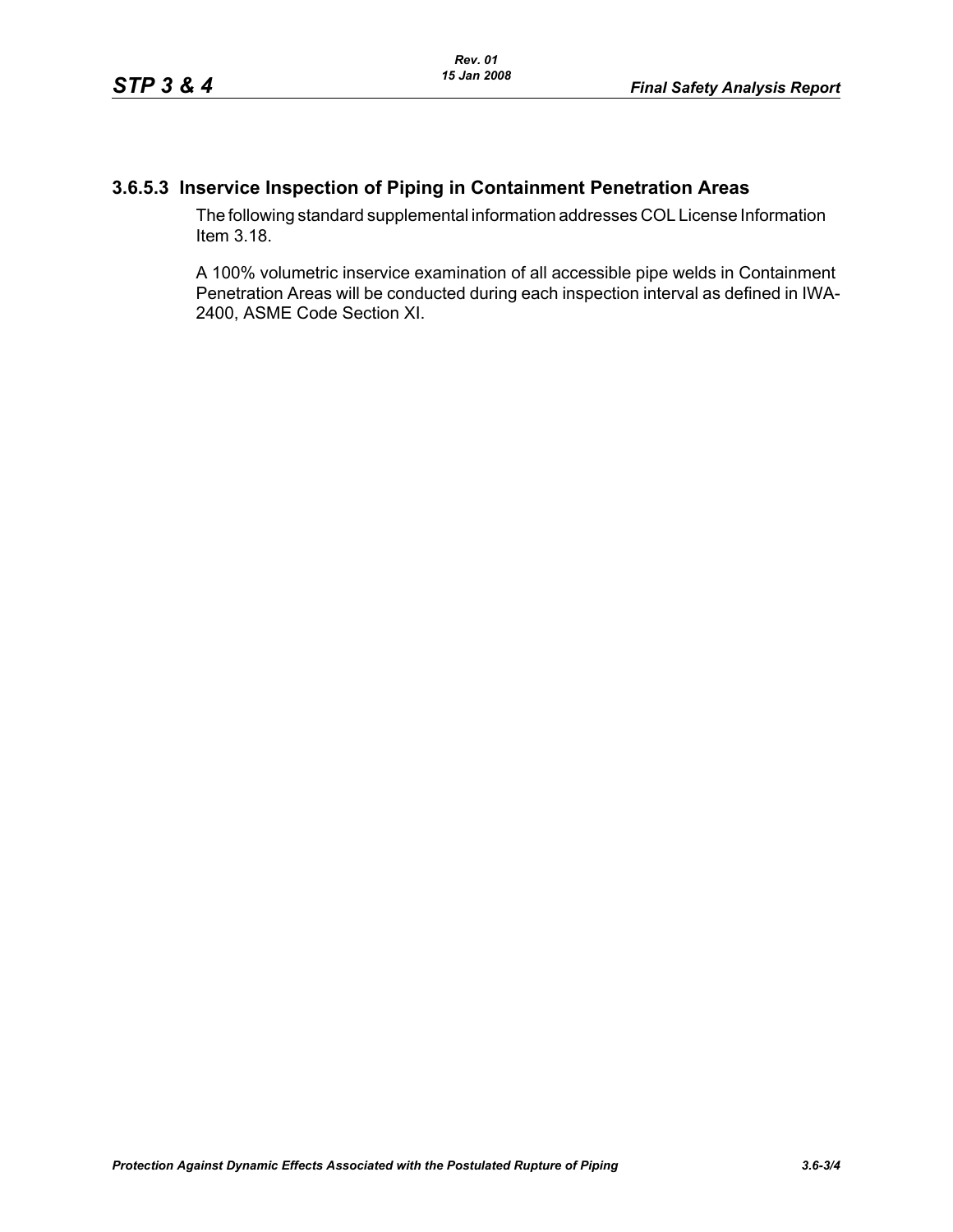### 3.6.5.3 Inservice Inspection of Piping in Containment Penetration Areas

The following standard supplemental information addresses COL License Information Item 3.18.

A 100% volumetric inservice examination of all accessible pipe welds in Containment Penetration Areas will be conducted during each inspection interval as defined in IWA-2400, ASME Code Section XI.